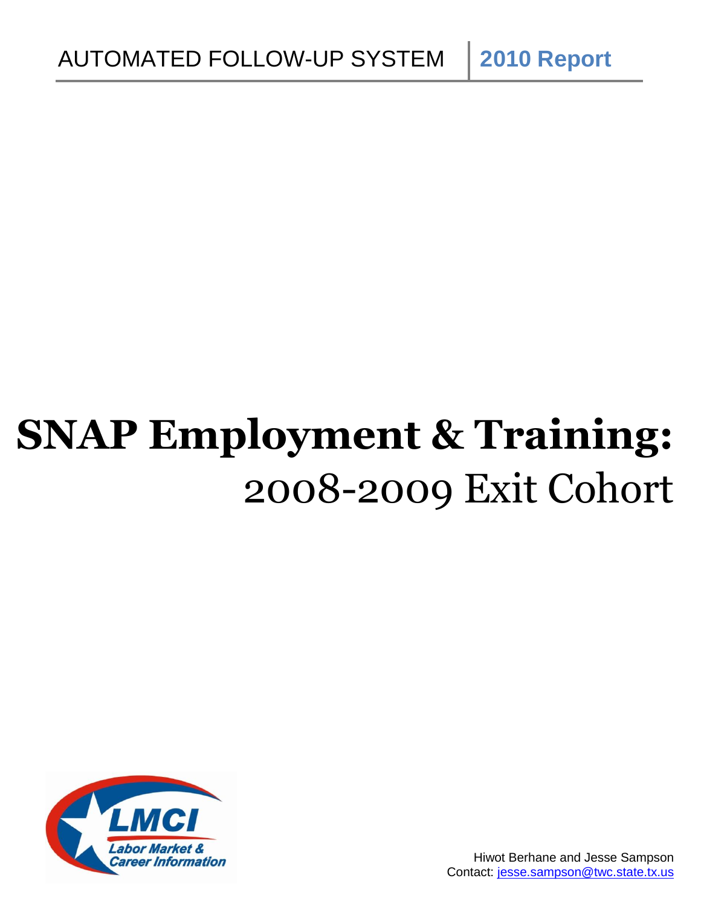AUTOMATED FOLLOW-UP SYSTEM | **2010 Report**

# SNAP Employment & Training:

## 2008-2009 Exit Cohort

LMCI
Labor Market & Career Information

Hiwot Berhane and Jesse Sampson
Contact: jesse.sampson@twc.state.tx.us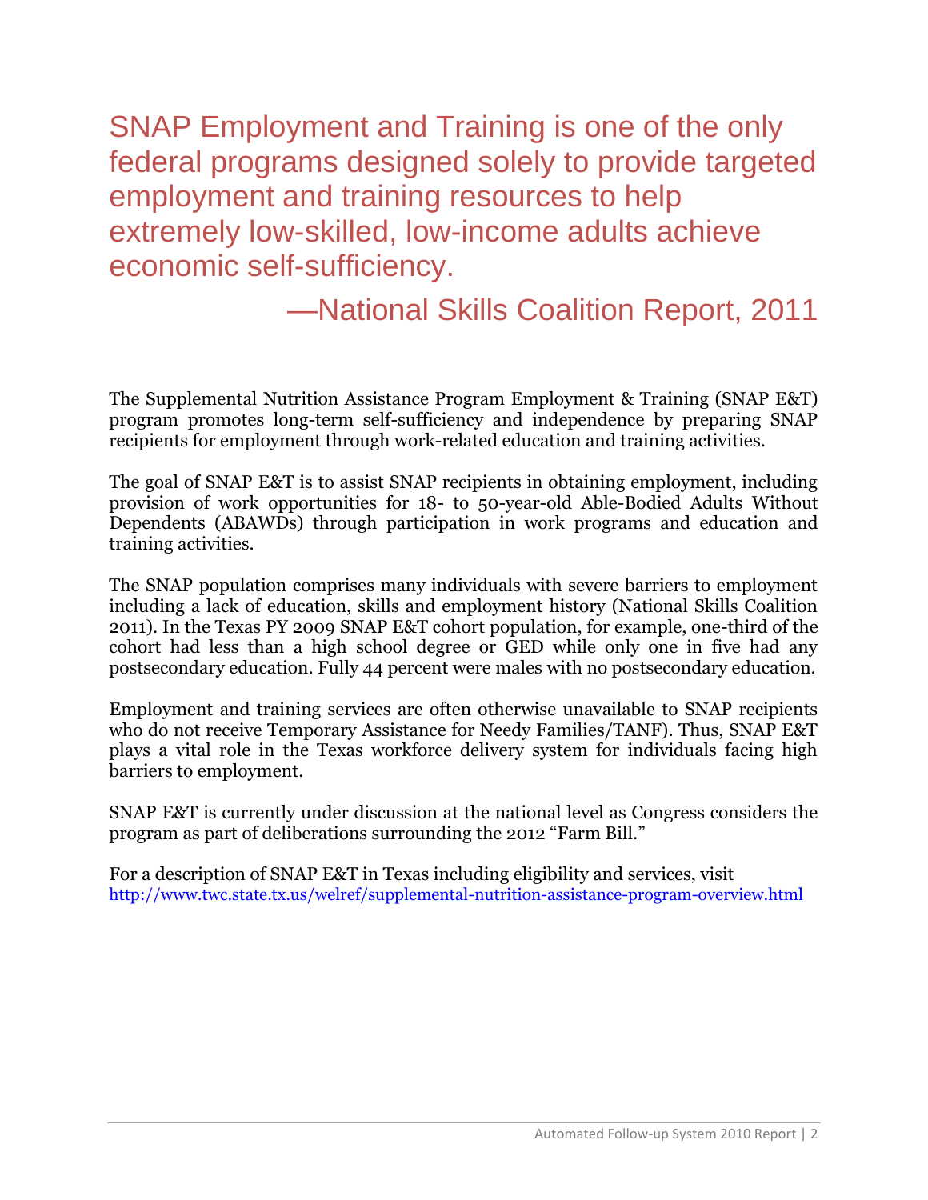> SNAP Employment and Training is one of the only federal programs designed solely to provide targeted employment and training resources to help extremely low-skilled, low-income adults achieve economic self-sufficiency.
>
> —National Skills Coalition Report, 2011

The Supplemental Nutrition Assistance Program Employment & Training (SNAP E&T) program promotes long-term self-sufficiency and independence by preparing SNAP recipients for employment through work-related education and training activities.

The goal of SNAP E&T is to assist SNAP recipients in obtaining employment, including provision of work opportunities for 18- to 50-year-old Able-Bodied Adults Without Dependents (ABAWDs) through participation in work programs and education and training activities.

The SNAP population comprises many individuals with severe barriers to employment including a lack of education, skills and employment history (National Skills Coalition 2011). In the Texas PY 2009 SNAP E&T cohort population, for example, one-third of the cohort had less than a high school degree or GED while only one in five had any postsecondary education. Fully 44 percent were males with no postsecondary education.

Employment and training services are often otherwise unavailable to SNAP recipients who do not receive Temporary Assistance for Needy Families/TANF). Thus, SNAP E&T plays a vital role in the Texas workforce delivery system for individuals facing high barriers to employment.

SNAP E&T is currently under discussion at the national level as Congress considers the program as part of deliberations surrounding the 2012 "Farm Bill."

For a description of SNAP E&T in Texas including eligibility and services, visit
http://www.twc.state.tx.us/welref/supplemental-nutrition-assistance-program-overview.html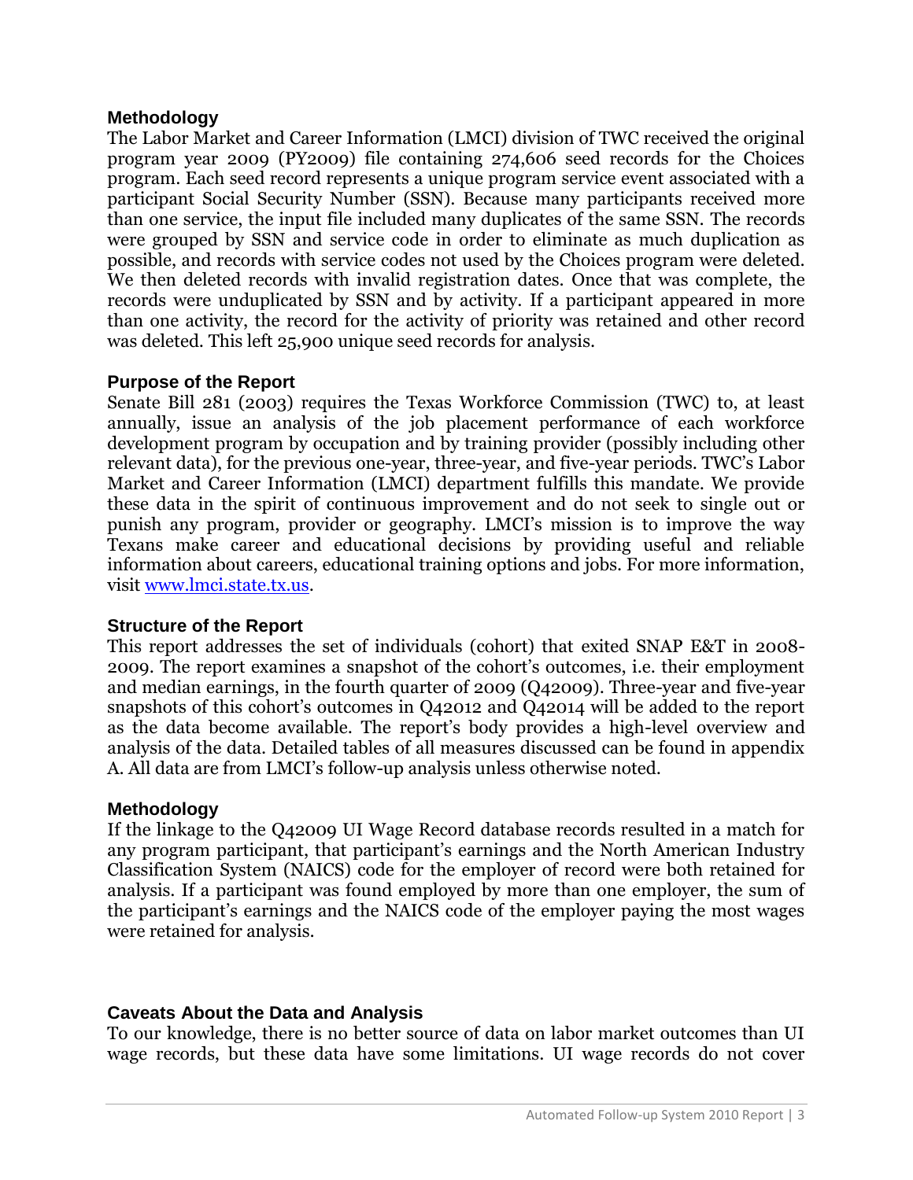## Methodology

The Labor Market and Career Information (LMCI) division of TWC received the original program year 2009 (PY2009) file containing 274,606 seed records for the Choices program. Each seed record represents a unique program service event associated with a participant Social Security Number (SSN). Because many participants received more than one service, the input file included many duplicates of the same SSN. The records were grouped by SSN and service code in order to eliminate as much duplication as possible, and records with service codes not used by the Choices program were deleted. We then deleted records with invalid registration dates. Once that was complete, the records were unduplicated by SSN and by activity. If a participant appeared in more than one activity, the record for the activity of priority was retained and other record was deleted. This left 25,900 unique seed records for analysis.

## Purpose of the Report

Senate Bill 281 (2003) requires the Texas Workforce Commission (TWC) to, at least annually, issue an analysis of the job placement performance of each workforce development program by occupation and by training provider (possibly including other relevant data), for the previous one-year, three-year, and five-year periods. TWC's Labor Market and Career Information (LMCI) department fulfills this mandate. We provide these data in the spirit of continuous improvement and do not seek to single out or punish any program, provider or geography. LMCI's mission is to improve the way Texans make career and educational decisions by providing useful and reliable information about careers, educational training options and jobs. For more information, visit [www.lmci.state.tx.us](http://www.lmci.state.tx.us).

## Structure of the Report

This report addresses the set of individuals (cohort) that exited SNAP E&T in 2008-2009. The report examines a snapshot of the cohort's outcomes, i.e. their employment and median earnings, in the fourth quarter of 2009 (Q42009). Three-year and five-year snapshots of this cohort's outcomes in Q42012 and Q42014 will be added to the report as the data become available. The report's body provides a high-level overview and analysis of the data. Detailed tables of all measures discussed can be found in appendix A. All data are from LMCI's follow-up analysis unless otherwise noted.

## Methodology

If the linkage to the Q42009 UI Wage Record database records resulted in a match for any program participant, that participant's earnings and the North American Industry Classification System (NAICS) code for the employer of record were both retained for analysis. If a participant was found employed by more than one employer, the sum of the participant's earnings and the NAICS code of the employer paying the most wages were retained for analysis.

## Caveats About the Data and Analysis

To our knowledge, there is no better source of data on labor market outcomes than UI wage records, but these data have some limitations. UI wage records do not cover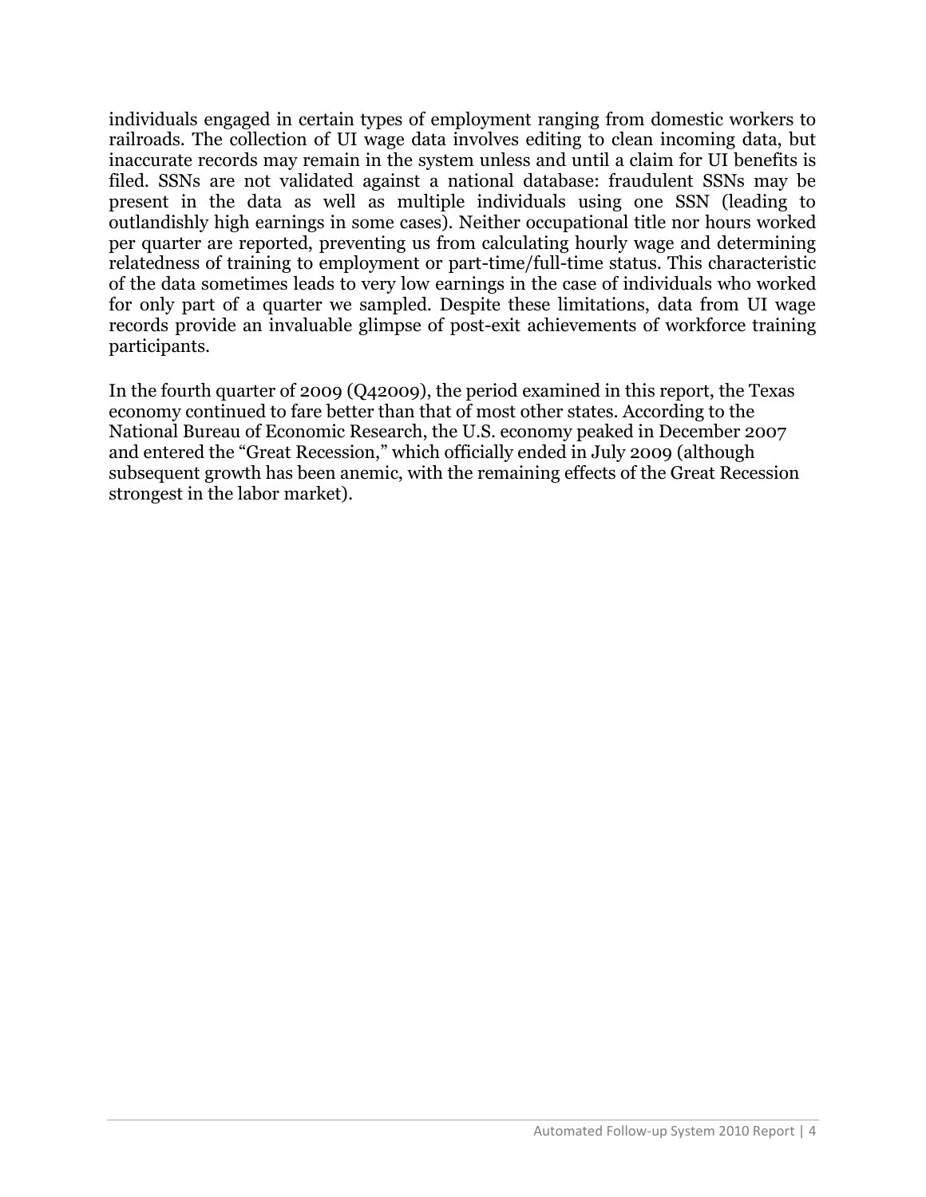individuals engaged in certain types of employment ranging from domestic workers to railroads. The collection of UI wage data involves editing to clean incoming data, but inaccurate records may remain in the system unless and until a claim for UI benefits is filed. SSNs are not validated against a national database: fraudulent SSNs may be present in the data as well as multiple individuals using one SSN (leading to outlandishly high earnings in some cases). Neither occupational title nor hours worked per quarter are reported, preventing us from calculating hourly wage and determining relatedness of training to employment or part-time/full-time status. This characteristic of the data sometimes leads to very low earnings in the case of individuals who worked for only part of a quarter we sampled. Despite these limitations, data from UI wage records provide an invaluable glimpse of post-exit achievements of workforce training participants.

In the fourth quarter of 2009 (Q42009), the period examined in this report, the Texas economy continued to fare better than that of most other states. According to the National Bureau of Economic Research, the U.S. economy peaked in December 2007 and entered the "Great Recession," which officially ended in July 2009 (although subsequent growth has been anemic, with the remaining effects of the Great Recession strongest in the labor market).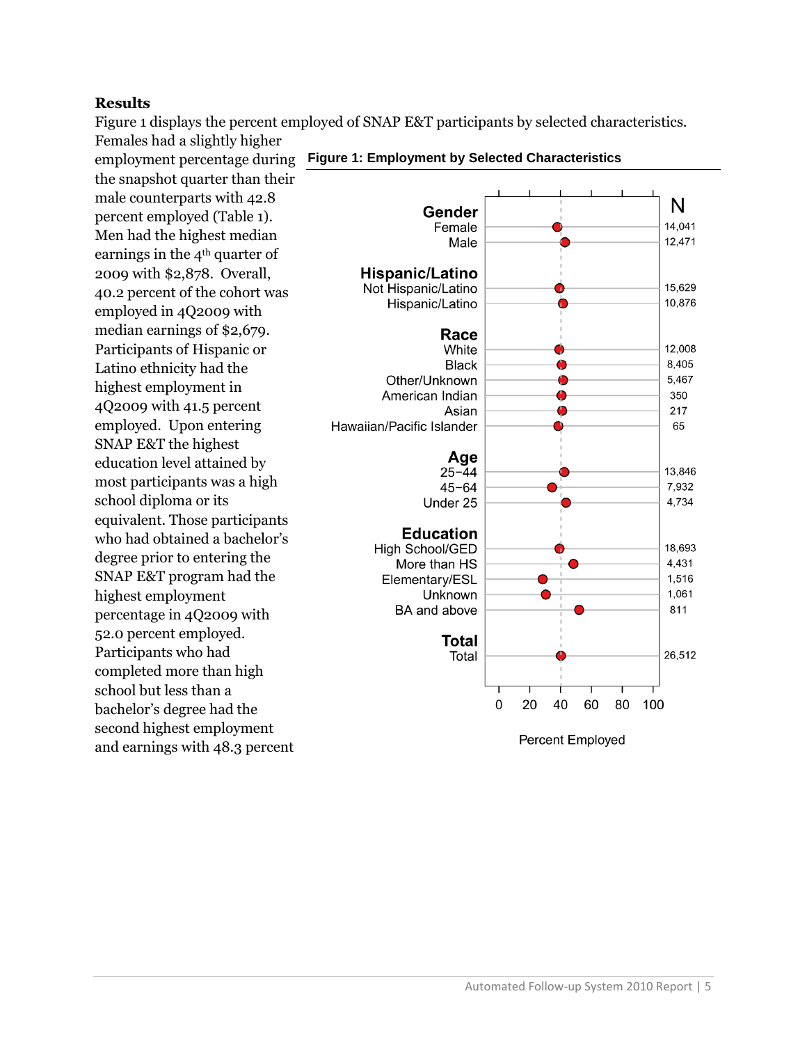## Results

Figure 1 displays the percent employed of SNAP E&T participants by selected characteristics. Females had a slightly higher employment percentage during the snapshot quarter than their male counterparts with 42.8 percent employed (Table 1). Men had the highest median earnings in the 4th quarter of 2009 with $2,878. Overall, 40.2 percent of the cohort was employed in 4Q2009 with median earnings of $2,679. Participants of Hispanic or Latino ethnicity had the highest employment in 4Q2009 with 41.5 percent employed. Upon entering SNAP E&T the highest education level attained by most participants was a high school diploma or its equivalent. Those participants who had obtained a bachelor's degree prior to entering the SNAP E&T program had the highest employment percentage in 4Q2009 with 52.0 percent employed. Participants who had completed more than high school but less than a bachelor's degree had the second highest employment and earnings with 48.3 percent

**Figure 1: Employment by Selected Characteristics**

| Characteristic | N |
|---|---|
| **Gender** | |
| Female | 14,041 |
| Male | 12,471 |
| **Hispanic/Latino** | |
| Not Hispanic/Latino | 15,629 |
| Hispanic/Latino | 10,876 |
| **Race** | |
| White | 12,008 |
| Black | 8,405 |
| Other/Unknown | 5,467 |
| American Indian | 350 |
| Asian | 217 |
| Hawaiian/Pacific Islander | 65 |
| **Age** | |
| 25−44 | 13,846 |
| 45−64 | 7,932 |
| Under 25 | 4,734 |
| **Education** | |
| High School/GED | 18,693 |
| More than HS | 4,431 |
| Elementary/ESL | 1,516 |
| Unknown | 1,061 |
| BA and above | 811 |
| **Total** | |
| Total | 26,512 |

Percent Employed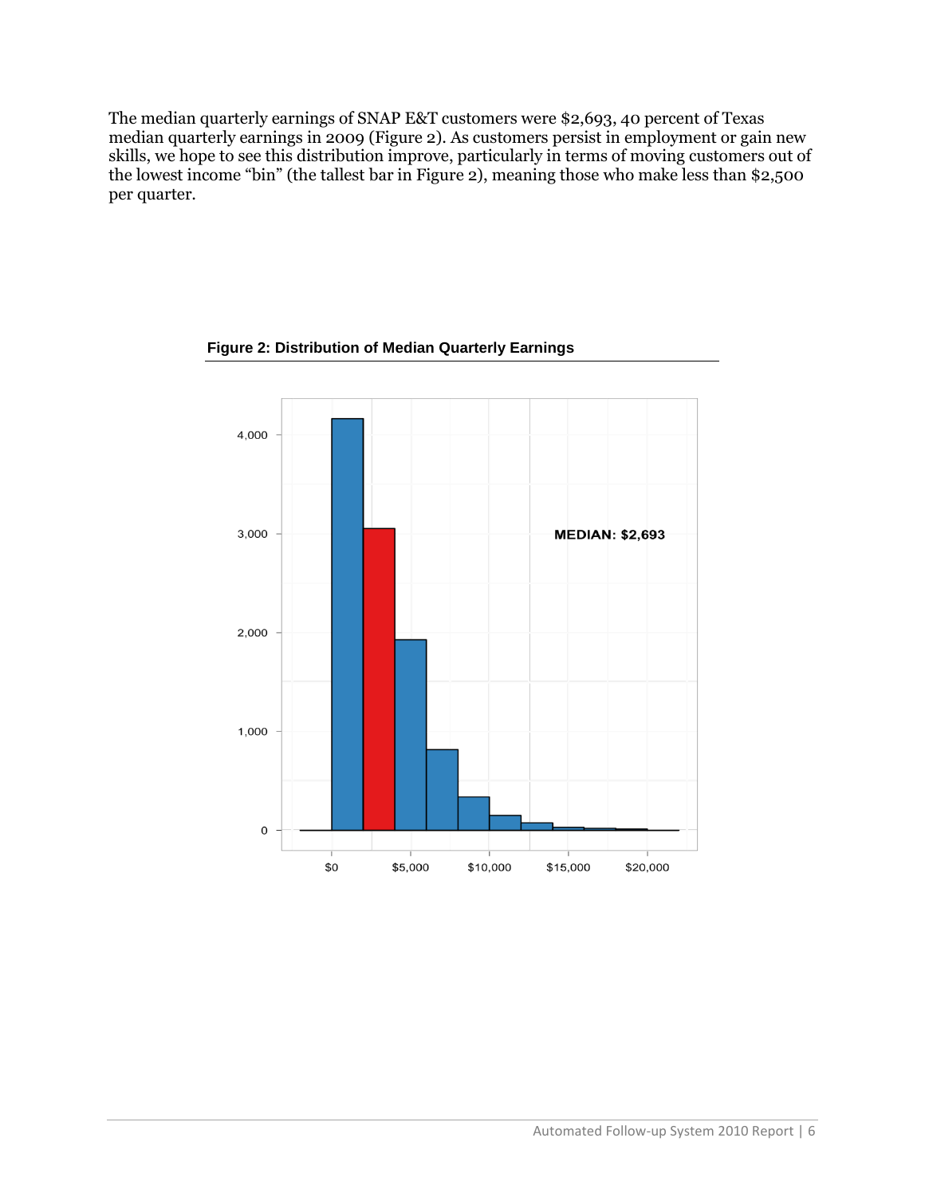The median quarterly earnings of SNAP E&T customers were $2,693, 40 percent of Texas median quarterly earnings in 2009 (Figure 2). As customers persist in employment or gain new skills, we hope to see this distribution improve, particularly in terms of moving customers out of the lowest income "bin" (the tallest bar in Figure 2), meaning those who make less than $2,500 per quarter.

**Figure 2: Distribution of Median Quarterly Earnings**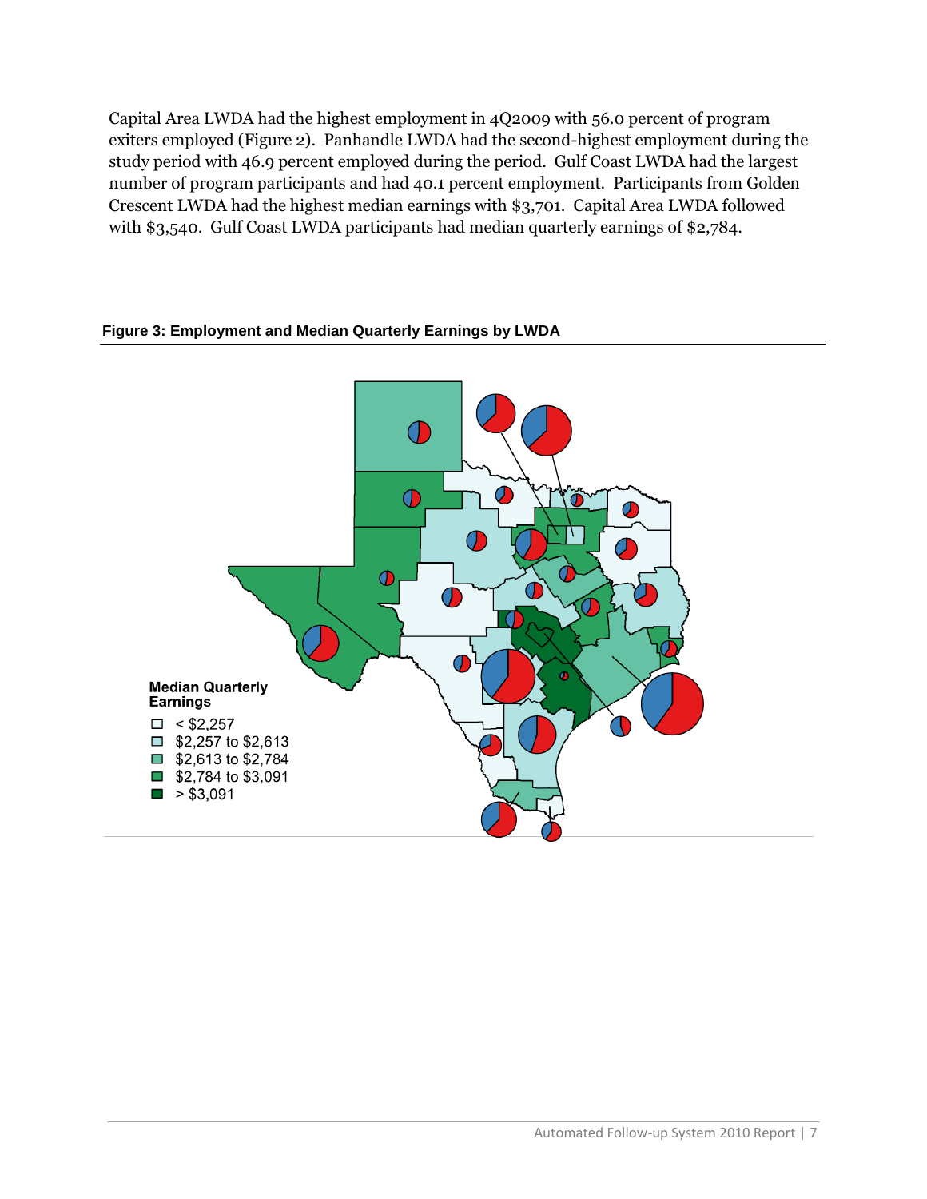Capital Area LWDA had the highest employment in 4Q2009 with 56.0 percent of program exiters employed (Figure 2). Panhandle LWDA had the second-highest employment during the study period with 46.9 percent employed during the period. Gulf Coast LWDA had the largest number of program participants and had 40.1 percent employment. Participants from Golden Crescent LWDA had the highest median earnings with $3,701. Capital Area LWDA followed with $3,540. Gulf Coast LWDA participants had median quarterly earnings of $2,784.

**Figure 3: Employment and Median Quarterly Earnings by LWDA**

**Median Quarterly Earnings**

- < $2,257
- $2,257 to $2,613
- $2,613 to $2,784
- $2,784 to $3,091
- > $3,091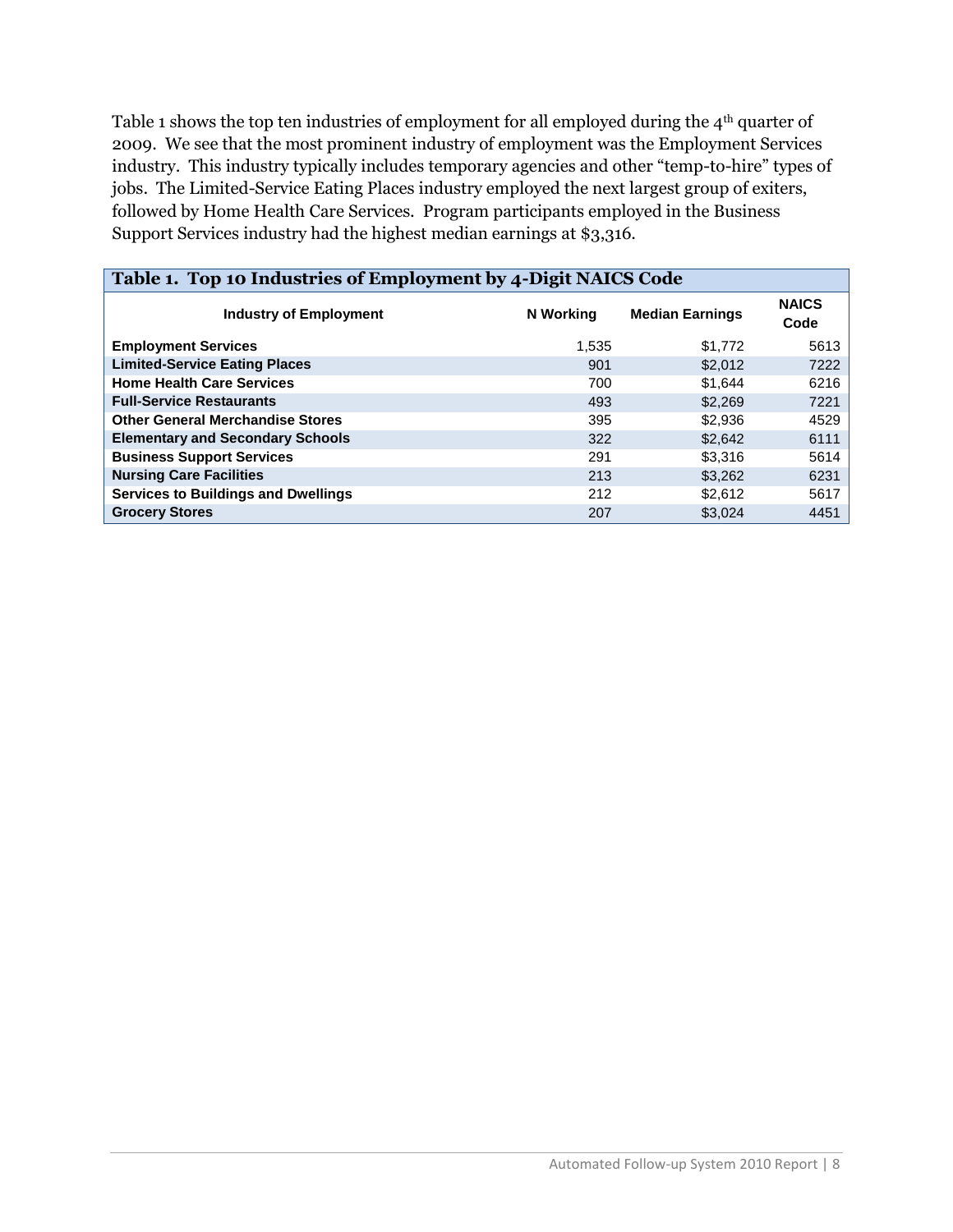Table 1 shows the top ten industries of employment for all employed during the 4th quarter of 2009. We see that the most prominent industry of employment was the Employment Services industry. This industry typically includes temporary agencies and other "temp-to-hire" types of jobs. The Limited-Service Eating Places industry employed the next largest group of exiters, followed by Home Health Care Services. Program participants employed in the Business Support Services industry had the highest median earnings at $3,316.

**Table 1. Top 10 Industries of Employment by 4-Digit NAICS Code**

| Industry of Employment | N Working | Median Earnings | NAICS Code |
|---|---|---|---|
| **Employment Services** | 1,535 | $1,772 | 5613 |
| **Limited-Service Eating Places** | 901 | $2,012 | 7222 |
| **Home Health Care Services** | 700 | $1,644 | 6216 |
| **Full-Service Restaurants** | 493 | $2,269 | 7221 |
| **Other General Merchandise Stores** | 395 | $2,936 | 4529 |
| **Elementary and Secondary Schools** | 322 | $2,642 | 6111 |
| **Business Support Services** | 291 | $3,316 | 5614 |
| **Nursing Care Facilities** | 213 | $3,262 | 6231 |
| **Services to Buildings and Dwellings** | 212 | $2,612 | 5617 |
| **Grocery Stores** | 207 | $3,024 | 4451 |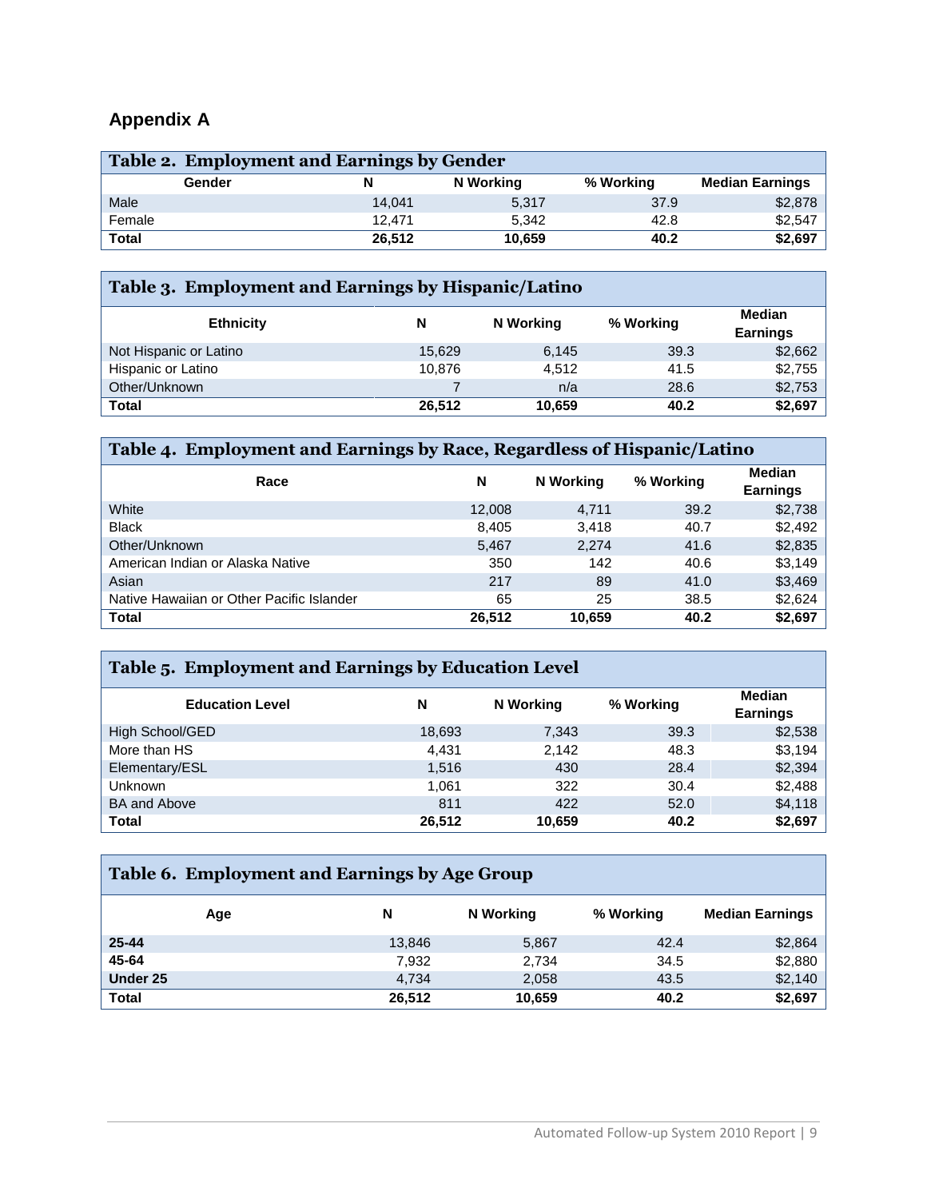## Appendix A

**Table 2. Employment and Earnings by Gender**

| Gender | N | N Working | % Working | Median Earnings |
|---|---|---|---|---|
| Male | 14,041 | 5,317 | 37.9 | $2,878 |
| Female | 12,471 | 5,342 | 42.8 | $2,547 |
| **Total** | **26,512** | **10,659** | **40.2** | **$2,697** |

**Table 3. Employment and Earnings by Hispanic/Latino**

| Ethnicity | N | N Working | % Working | Median Earnings |
|---|---|---|---|---|
| Not Hispanic or Latino | 15,629 | 6,145 | 39.3 | $2,662 |
| Hispanic or Latino | 10,876 | 4,512 | 41.5 | $2,755 |
| Other/Unknown | 7 | n/a | 28.6 | $2,753 |
| **Total** | **26,512** | **10,659** | **40.2** | **$2,697** |

**Table 4. Employment and Earnings by Race, Regardless of Hispanic/Latino**

| Race | N | N Working | % Working | Median Earnings |
|---|---|---|---|---|
| White | 12,008 | 4,711 | 39.2 | $2,738 |
| Black | 8,405 | 3,418 | 40.7 | $2,492 |
| Other/Unknown | 5,467 | 2,274 | 41.6 | $2,835 |
| American Indian or Alaska Native | 350 | 142 | 40.6 | $3,149 |
| Asian | 217 | 89 | 41.0 | $3,469 |
| Native Hawaiian or Other Pacific Islander | 65 | 25 | 38.5 | $2,624 |
| **Total** | **26,512** | **10,659** | **40.2** | **$2,697** |

**Table 5. Employment and Earnings by Education Level**

| Education Level | N | N Working | % Working | Median Earnings |
|---|---|---|---|---|
| High School/GED | 18,693 | 7,343 | 39.3 | $2,538 |
| More than HS | 4,431 | 2,142 | 48.3 | $3,194 |
| Elementary/ESL | 1,516 | 430 | 28.4 | $2,394 |
| Unknown | 1,061 | 322 | 30.4 | $2,488 |
| BA and Above | 811 | 422 | 52.0 | $4,118 |
| **Total** | **26,512** | **10,659** | **40.2** | **$2,697** |

**Table 6. Employment and Earnings by Age Group**

| Age | N | N Working | % Working | Median Earnings |
|---|---|---|---|---|
| **25-44** | 13,846 | 5,867 | 42.4 | $2,864 |
| **45-64** | 7,932 | 2,734 | 34.5 | $2,880 |
| **Under 25** | 4,734 | 2,058 | 43.5 | $2,140 |
| **Total** | **26,512** | **10,659** | **40.2** | **$2,697** |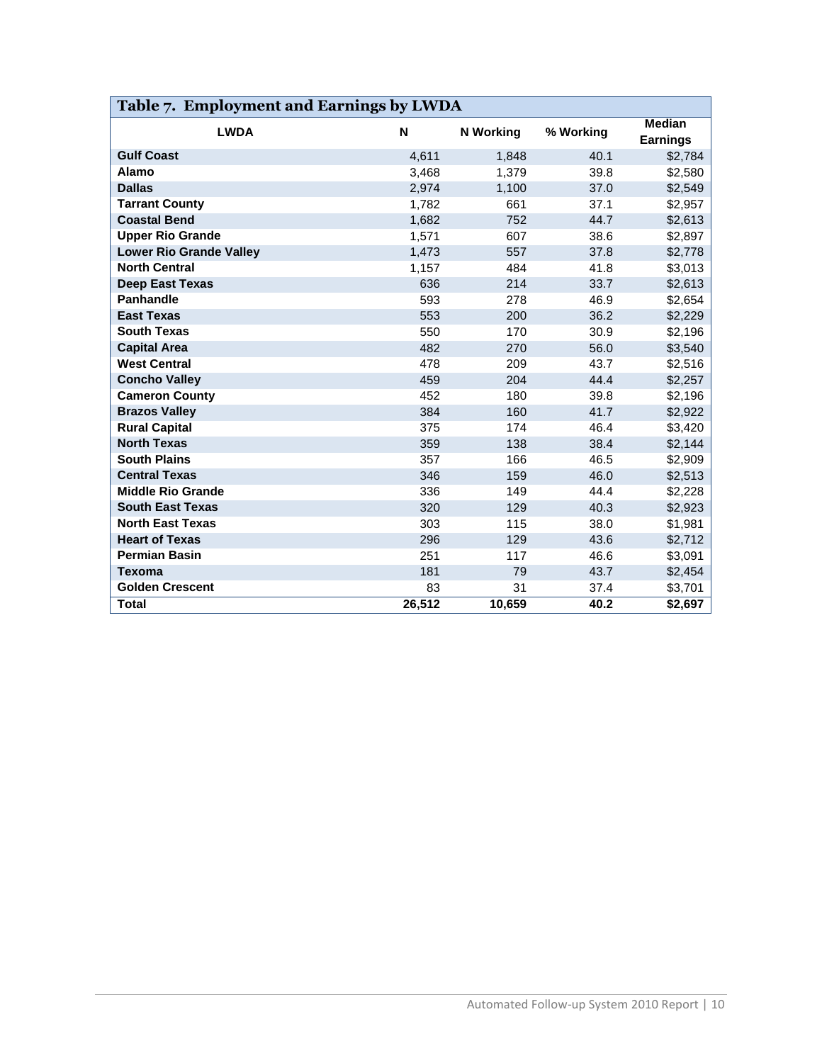**Table 7. Employment and Earnings by LWDA**

| LWDA | N | N Working | % Working | Median Earnings |
|---|---|---|---|---|
| Gulf Coast | 4,611 | 1,848 | 40.1 | $2,784 |
| Alamo | 3,468 | 1,379 | 39.8 | $2,580 |
| Dallas | 2,974 | 1,100 | 37.0 | $2,549 |
| Tarrant County | 1,782 | 661 | 37.1 | $2,957 |
| Coastal Bend | 1,682 | 752 | 44.7 | $2,613 |
| Upper Rio Grande | 1,571 | 607 | 38.6 | $2,897 |
| Lower Rio Grande Valley | 1,473 | 557 | 37.8 | $2,778 |
| North Central | 1,157 | 484 | 41.8 | $3,013 |
| Deep East Texas | 636 | 214 | 33.7 | $2,613 |
| Panhandle | 593 | 278 | 46.9 | $2,654 |
| East Texas | 553 | 200 | 36.2 | $2,229 |
| South Texas | 550 | 170 | 30.9 | $2,196 |
| Capital Area | 482 | 270 | 56.0 | $3,540 |
| West Central | 478 | 209 | 43.7 | $2,516 |
| Concho Valley | 459 | 204 | 44.4 | $2,257 |
| Cameron County | 452 | 180 | 39.8 | $2,196 |
| Brazos Valley | 384 | 160 | 41.7 | $2,922 |
| Rural Capital | 375 | 174 | 46.4 | $3,420 |
| North Texas | 359 | 138 | 38.4 | $2,144 |
| South Plains | 357 | 166 | 46.5 | $2,909 |
| Central Texas | 346 | 159 | 46.0 | $2,513 |
| Middle Rio Grande | 336 | 149 | 44.4 | $2,228 |
| South East Texas | 320 | 129 | 40.3 | $2,923 |
| North East Texas | 303 | 115 | 38.0 | $1,981 |
| Heart of Texas | 296 | 129 | 43.6 | $2,712 |
| Permian Basin | 251 | 117 | 46.6 | $3,091 |
| Texoma | 181 | 79 | 43.7 | $2,454 |
| Golden Crescent | 83 | 31 | 37.4 | $3,701 |
| **Total** | **26,512** | **10,659** | **40.2** | **$2,697** |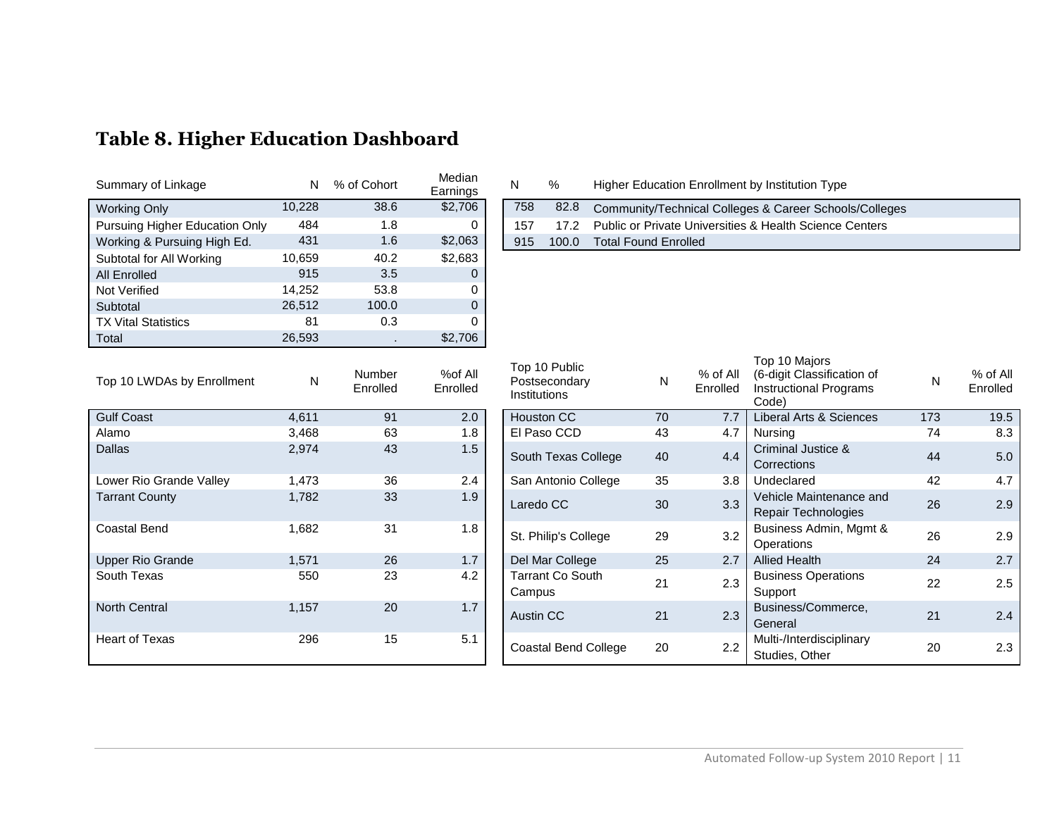## Table 8. Higher Education Dashboard

| Summary of Linkage | N | % of Cohort | Median Earnings |
|---|---|---|---|
| Working Only | 10,228 | 38.6 | $2,706 |
| Pursuing Higher Education Only | 484 | 1.8 | 0 |
| Working & Pursuing High Ed. | 431 | 1.6 | $2,063 |
| Subtotal for All Working | 10,659 | 40.2 | $2,683 |
| All Enrolled | 915 | 3.5 | 0 |
| Not Verified | 14,252 | 53.8 | 0 |
| Subtotal | 26,512 | 100.0 | 0 |
| TX Vital Statistics | 81 | 0.3 | 0 |
| Total | 26,593 | . | $2,706 |

| N | % | Higher Education Enrollment by Institution Type |
|---|---|---|
| 758 | 82.8 | Community/Technical Colleges & Career Schools/Colleges |
| 157 | 17.2 | Public or Private Universities & Health Science Centers |
| 915 | 100.0 | Total Found Enrolled |

| Top 10 LWDAs by Enrollment | N | Number Enrolled | %of All Enrolled |
|---|---|---|---|
| Gulf Coast | 4,611 | 91 | 2.0 |
| Alamo | 3,468 | 63 | 1.8 |
| Dallas | 2,974 | 43 | 1.5 |
| Lower Rio Grande Valley | 1,473 | 36 | 2.4 |
| Tarrant County | 1,782 | 33 | 1.9 |
| Coastal Bend | 1,682 | 31 | 1.8 |
| Upper Rio Grande | 1,571 | 26 | 1.7 |
| South Texas | 550 | 23 | 4.2 |
| North Central | 1,157 | 20 | 1.7 |
| Heart of Texas | 296 | 15 | 5.1 |

| Top 10 Public Postsecondary Institutions | N | % of All Enrolled |
|---|---|---|
| Houston CC | 70 | 7.7 |
| El Paso CCD | 43 | 4.7 |
| South Texas College | 40 | 4.4 |
| San Antonio College | 35 | 3.8 |
| Laredo CC | 30 | 3.3 |
| St. Philip's College | 29 | 3.2 |
| Del Mar College | 25 | 2.7 |
| Tarrant Co South Campus | 21 | 2.3 |
| Austin CC | 21 | 2.3 |
| Coastal Bend College | 20 | 2.2 |

| Top 10 Majors (6-digit Classification of Instructional Programs Code) | N | % of All Enrolled |
|---|---|---|
| Liberal Arts & Sciences | 173 | 19.5 |
| Nursing | 74 | 8.3 |
| Criminal Justice & Corrections | 44 | 5.0 |
| Undeclared | 42 | 4.7 |
| Vehicle Maintenance and Repair Technologies | 26 | 2.9 |
| Business Admin, Mgmt & Operations | 26 | 2.9 |
| Allied Health | 24 | 2.7 |
| Business Operations Support | 22 | 2.5 |
| Business/Commerce, General | 21 | 2.4 |
| Multi-/Interdisciplinary Studies, Other | 20 | 2.3 |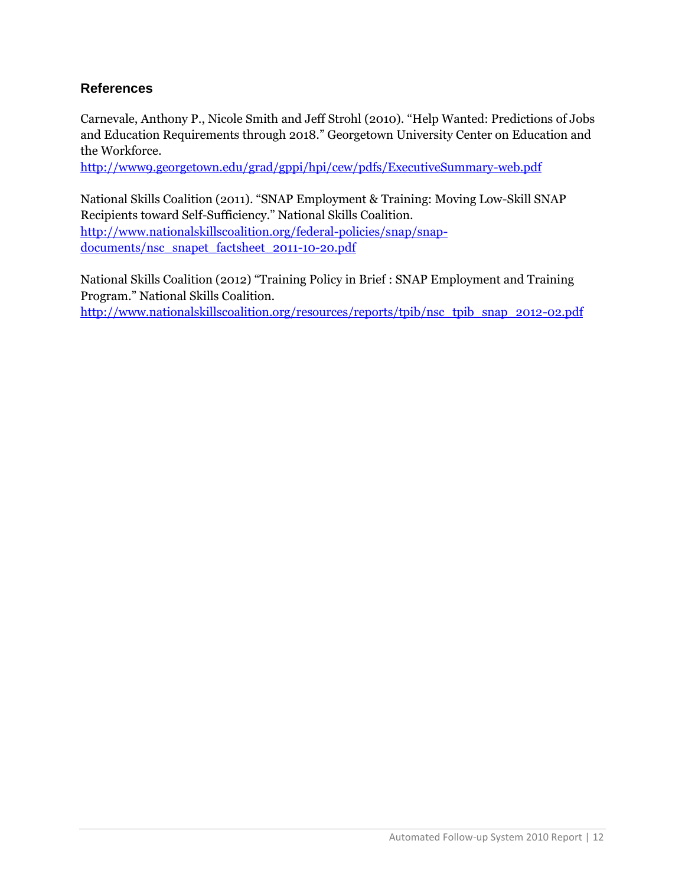## References

Carnevale, Anthony P., Nicole Smith and Jeff Strohl (2010). "Help Wanted: Predictions of Jobs and Education Requirements through 2018." Georgetown University Center on Education and the Workforce.
http://www9.georgetown.edu/grad/gppi/hpi/cew/pdfs/ExecutiveSummary-web.pdf

National Skills Coalition (2011). "SNAP Employment & Training: Moving Low-Skill SNAP Recipients toward Self-Sufficiency." National Skills Coalition.
http://www.nationalskillscoalition.org/federal-policies/snap/snap-documents/nsc_snapet_factsheet_2011-10-20.pdf

National Skills Coalition (2012) "Training Policy in Brief : SNAP Employment and Training Program." National Skills Coalition.
http://www.nationalskillscoalition.org/resources/reports/tpib/nsc_tpib_snap_2012-02.pdf